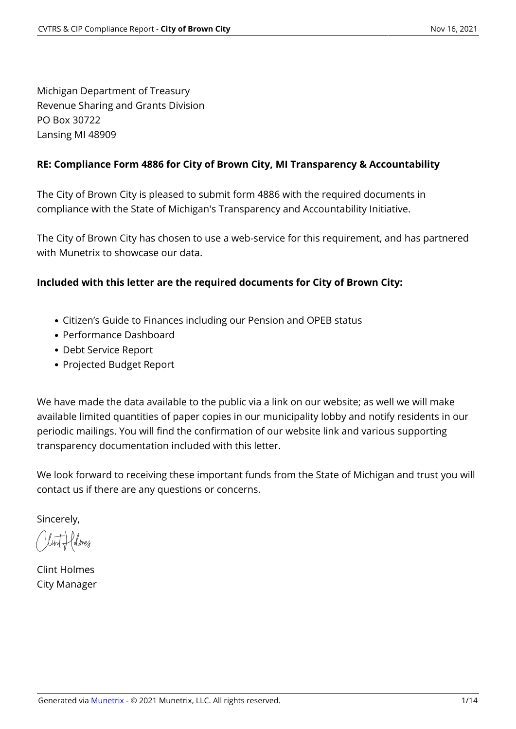Michigan Department of Treasury
Revenue Sharing and Grants Division
PO Box 30722
Lansing MI 48909

**RE: Compliance Form 4886 for City of Brown City, MI Transparency & Accountability**

The City of Brown City is pleased to submit form 4886 with the required documents in compliance with the State of Michigan's Transparency and Accountability Initiative.

The City of Brown City has chosen to use a web-service for this requirement, and has partnered with Munetrix to showcase our data.

**Included with this letter are the required documents for City of Brown City:**

- Citizen's Guide to Finances including our Pension and OPEB status
- Performance Dashboard
- Debt Service Report
- Projected Budget Report

We have made the data available to the public via a link on our website; as well we will make available limited quantities of paper copies in our municipality lobby and notify residents in our periodic mailings. You will find the confirmation of our website link and various supporting transparency documentation included with this letter.

We look forward to receiving these important funds from the State of Michigan and trust you will contact us if there are any questions or concerns.

Sincerely,

Clint Holmes

Clint Holmes
City Manager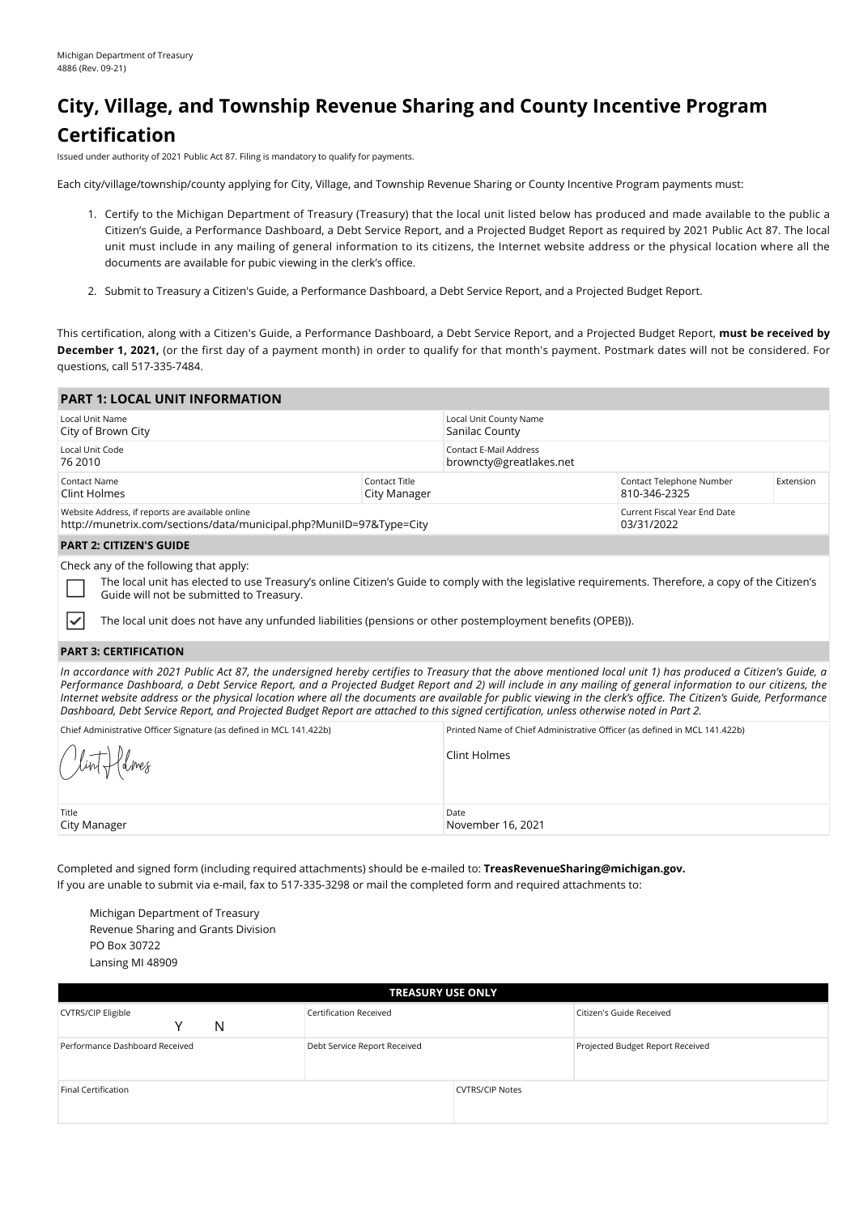Michigan Department of Treasury
4886 (Rev. 09-21)

# City, Village, and Township Revenue Sharing and County Incentive Program Certification

Issued under authority of 2021 Public Act 87. Filing is mandatory to qualify for payments.

Each city/village/township/county applying for City, Village, and Township Revenue Sharing or County Incentive Program payments must:

1. Certify to the Michigan Department of Treasury (Treasury) that the local unit listed below has produced and made available to the public a Citizen's Guide, a Performance Dashboard, a Debt Service Report, and a Projected Budget Report as required by 2021 Public Act 87. The local unit must include in any mailing of general information to its citizens, the Internet website address or the physical location where all the documents are available for pubic viewing in the clerk's office.
2. Submit to Treasury a Citizen's Guide, a Performance Dashboard, a Debt Service Report, and a Projected Budget Report.

This certification, along with a Citizen's Guide, a Performance Dashboard, a Debt Service Report, and a Projected Budget Report, **must be received by December 1, 2021,** (or the first day of a payment month) in order to qualify for that month's payment. Postmark dates will not be considered. For questions, call 517-335-7484.

## PART 1: LOCAL UNIT INFORMATION

| Field | Value |
|---|---|
| Local Unit Name | City of Brown City |
| Local Unit County Name | Sanilac County |
| Local Unit Code | 76 2010 |
| Contact E-Mail Address | browncty@greatlakes.net |
| Contact Name | Clint Holmes |
| Contact Title | City Manager |
| Contact Telephone Number | 810-346-2325 |
| Extension | |
| Website Address, if reports are available online | http://munetrix.com/sections/data/municipal.php?MuniID=97&Type=City |
| Current Fiscal Year End Date | 03/31/2022 |

## PART 2: CITIZEN'S GUIDE

Check any of the following that apply:

- [ ] The local unit has elected to use Treasury's online Citizen's Guide to comply with the legislative requirements. Therefore, a copy of the Citizen's Guide will not be submitted to Treasury.
- [x] The local unit does not have any unfunded liabilities (pensions or other postemployment benefits (OPEB)).

## PART 3: CERTIFICATION

*In accordance with 2021 Public Act 87, the undersigned hereby certifies to Treasury that the above mentioned local unit 1) has produced a Citizen's Guide, a Performance Dashboard, a Debt Service Report, and a Projected Budget Report and 2) will include in any mailing of general information to our citizens, the Internet website address or the physical location where all the documents are available for public viewing in the clerk's office. The Citizen's Guide, Performance Dashboard, Debt Service Report, and Projected Budget Report are attached to this signed certification, unless otherwise noted in Part 2.*

| Chief Administrative Officer Signature (as defined in MCL 141.422b) | Printed Name of Chief Administrative Officer (as defined in MCL 141.422b) |
|---|---|
| Clint Holmes (signature) | Clint Holmes |
| **Title** | **Date** |
| City Manager | November 16, 2021 |

Completed and signed form (including required attachments) should be e-mailed to: **TreasRevenueSharing@michigan.gov.**
If you are unable to submit via e-mail, fax to 517-335-3298 or mail the completed form and required attachments to:

Michigan Department of Treasury
Revenue Sharing and Grants Division
PO Box 30722
Lansing MI 48909

| TREASURY USE ONLY | | |
|---|---|---|
| CVTRS/CIP Eligible Y N | Certification Received | Citizen's Guide Received |
| Performance Dashboard Received | Debt Service Report Received | Projected Budget Report Received |
| Final Certification | CVTRS/CIP Notes | |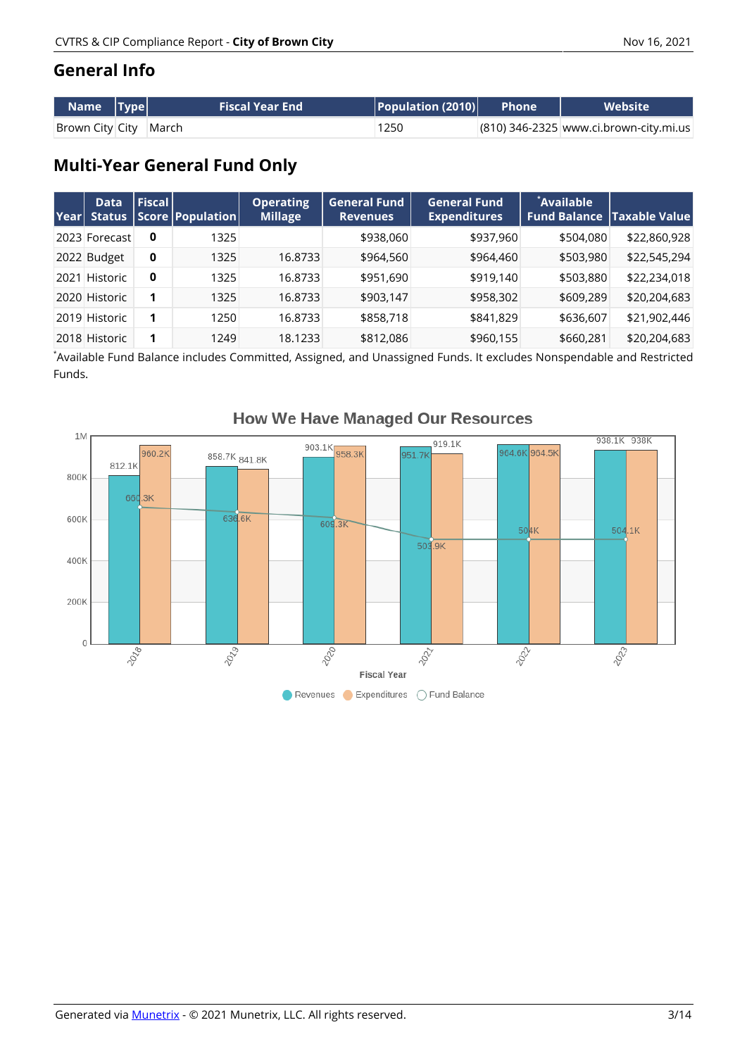## General Info

| Name | Type | Fiscal Year End | Population (2010) | Phone | Website |
|---|---|---|---|---|---|
| Brown City | City | March | 1250 | (810) 346-2325 | www.ci.brown-city.mi.us |

## Multi-Year General Fund Only

| Year | Data Status | Fiscal Score | Population | Operating Millage | General Fund Revenues | General Fund Expenditures | *Available Fund Balance | Taxable Value |
|---|---|---|---|---|---|---|---|---|
| 2023 | Forecast | 0 | 1325 | | $938,060 | $937,960 | $504,080 | $22,860,928 |
| 2022 | Budget | 0 | 1325 | 16.8733 | $964,560 | $964,460 | $503,980 | $22,545,294 |
| 2021 | Historic | 0 | 1325 | 16.8733 | $951,690 | $919,140 | $503,880 | $22,234,018 |
| 2020 | Historic | 1 | 1325 | 16.8733 | $903,147 | $958,302 | $609,289 | $20,204,683 |
| 2019 | Historic | 1 | 1250 | 16.8733 | $858,718 | $841,829 | $636,607 | $21,902,446 |
| 2018 | Historic | 1 | 1249 | 18.1233 | $812,086 | $960,155 | $660,281 | $20,204,683 |

*Available Fund Balance includes Committed, Assigned, and Unassigned Funds. It excludes Nonspendable and Restricted Funds.

### How We Have Managed Our Resources

| Fiscal Year | Revenues | Expenditures | Fund Balance |
|---|---|---|---|
| 2018 | 812.1K | 960.2K | 660.3K |
| 2019 | 858.7K | 841.8K | 636.6K |
| 2020 | 903.1K | 958.3K | 609.3K |
| 2021 | 951.7K | 919.1K | 503.9K |
| 2022 | 964.6K | 964.5K | 504K |
| 2023 | 938.1K | 938K | 504.1K |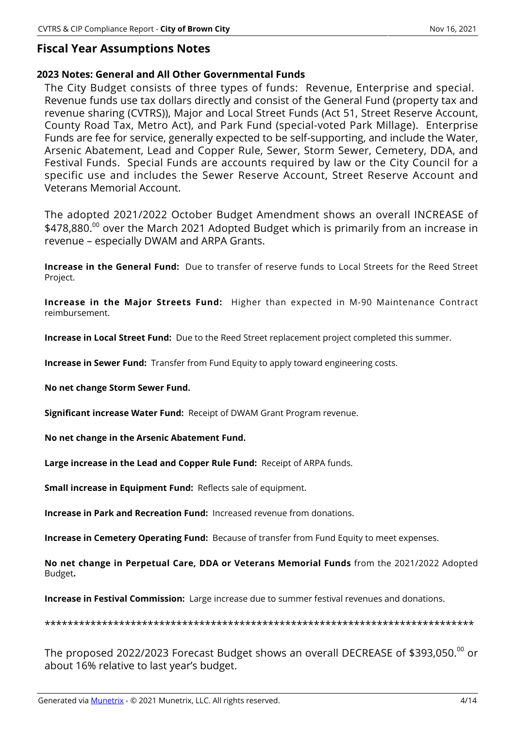## Fiscal Year Assumptions Notes

### 2023 Notes: General and All Other Governmental Funds

The City Budget consists of three types of funds: Revenue, Enterprise and special. Revenue funds use tax dollars directly and consist of the General Fund (property tax and revenue sharing (CVTRS)), Major and Local Street Funds (Act 51, Street Reserve Account, County Road Tax, Metro Act), and Park Fund (special-voted Park Millage). Enterprise Funds are fee for service, generally expected to be self-supporting, and include the Water, Arsenic Abatement, Lead and Copper Rule, Sewer, Storm Sewer, Cemetery, DDA, and Festival Funds. Special Funds are accounts required by law or the City Council for a specific use and includes the Sewer Reserve Account, Street Reserve Account and Veterans Memorial Account.

The adopted 2021/2022 October Budget Amendment shows an overall INCREASE of \$478,880.$^{00}$ over the March 2021 Adopted Budget which is primarily from an increase in revenue – especially DWAM and ARPA Grants.

**Increase in the General Fund:** Due to transfer of reserve funds to Local Streets for the Reed Street Project.

**Increase in the Major Streets Fund:** Higher than expected in M-90 Maintenance Contract reimbursement.

**Increase in Local Street Fund:** Due to the Reed Street replacement project completed this summer.

**Increase in Sewer Fund:** Transfer from Fund Equity to apply toward engineering costs.

**No net change Storm Sewer Fund.**

**Significant increase Water Fund:** Receipt of DWAM Grant Program revenue.

**No net change in the Arsenic Abatement Fund.**

**Large increase in the Lead and Copper Rule Fund:** Receipt of ARPA funds.

**Small increase in Equipment Fund:** Reflects sale of equipment.

**Increase in Park and Recreation Fund:** Increased revenue from donations.

**Increase in Cemetery Operating Fund:** Because of transfer from Fund Equity to meet expenses.

**No net change in Perpetual Care, DDA or Veterans Memorial Funds** from the 2021/2022 Adopted Budget**.**

**Increase in Festival Commission:** Large increase due to summer festival revenues and donations.

***************************************************************************

The proposed 2022/2023 Forecast Budget shows an overall DECREASE of \$393,050.$^{00}$ or about 16% relative to last year's budget.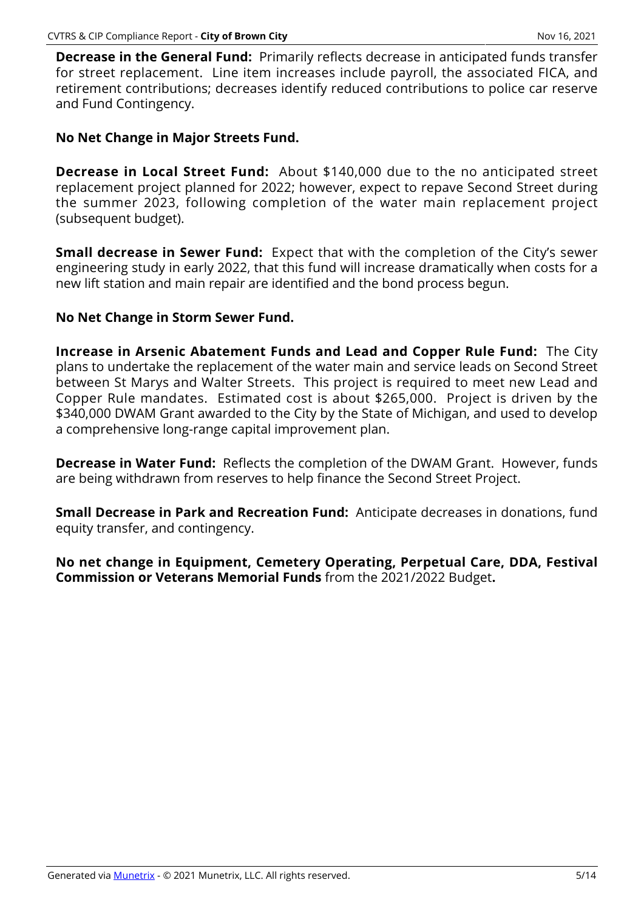**Decrease in the General Fund:** Primarily reflects decrease in anticipated funds transfer for street replacement. Line item increases include payroll, the associated FICA, and retirement contributions; decreases identify reduced contributions to police car reserve and Fund Contingency.

**No Net Change in Major Streets Fund.**

**Decrease in Local Street Fund:** About $140,000 due to the no anticipated street replacement project planned for 2022; however, expect to repave Second Street during the summer 2023, following completion of the water main replacement project (subsequent budget).

**Small decrease in Sewer Fund:** Expect that with the completion of the City's sewer engineering study in early 2022, that this fund will increase dramatically when costs for a new lift station and main repair are identified and the bond process begun.

**No Net Change in Storm Sewer Fund.**

**Increase in Arsenic Abatement Funds and Lead and Copper Rule Fund:** The City plans to undertake the replacement of the water main and service leads on Second Street between St Marys and Walter Streets. This project is required to meet new Lead and Copper Rule mandates. Estimated cost is about $265,000. Project is driven by the $340,000 DWAM Grant awarded to the City by the State of Michigan, and used to develop a comprehensive long-range capital improvement plan.

**Decrease in Water Fund:** Reflects the completion of the DWAM Grant. However, funds are being withdrawn from reserves to help finance the Second Street Project.

**Small Decrease in Park and Recreation Fund:** Anticipate decreases in donations, fund equity transfer, and contingency.

**No net change in Equipment, Cemetery Operating, Perpetual Care, DDA, Festival Commission or Veterans Memorial Funds** from the 2021/2022 Budget**.**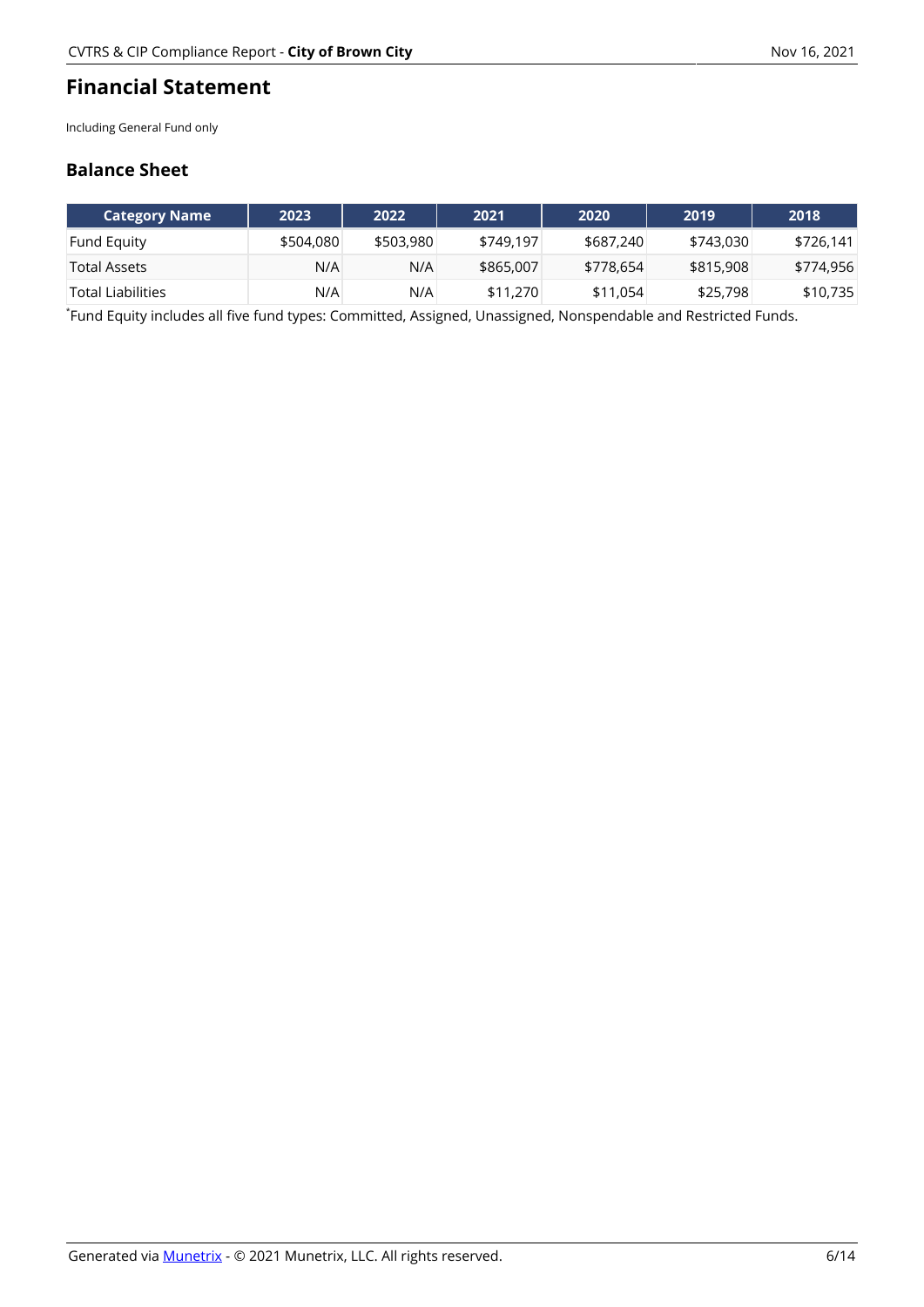## Financial Statement

Including General Fund only

### Balance Sheet

| Category Name | 2023 | 2022 | 2021 | 2020 | 2019 | 2018 |
|---|---|---|---|---|---|---|
| Fund Equity | $504,080 | $503,980 | $749,197 | $687,240 | $743,030 | $726,141 |
| Total Assets | N/A | N/A | $865,007 | $778,654 | $815,908 | $774,956 |
| Total Liabilities | N/A | N/A | $11,270 | $11,054 | $25,798 | $10,735 |

*Fund Equity includes all five fund types: Committed, Assigned, Unassigned, Nonspendable and Restricted Funds.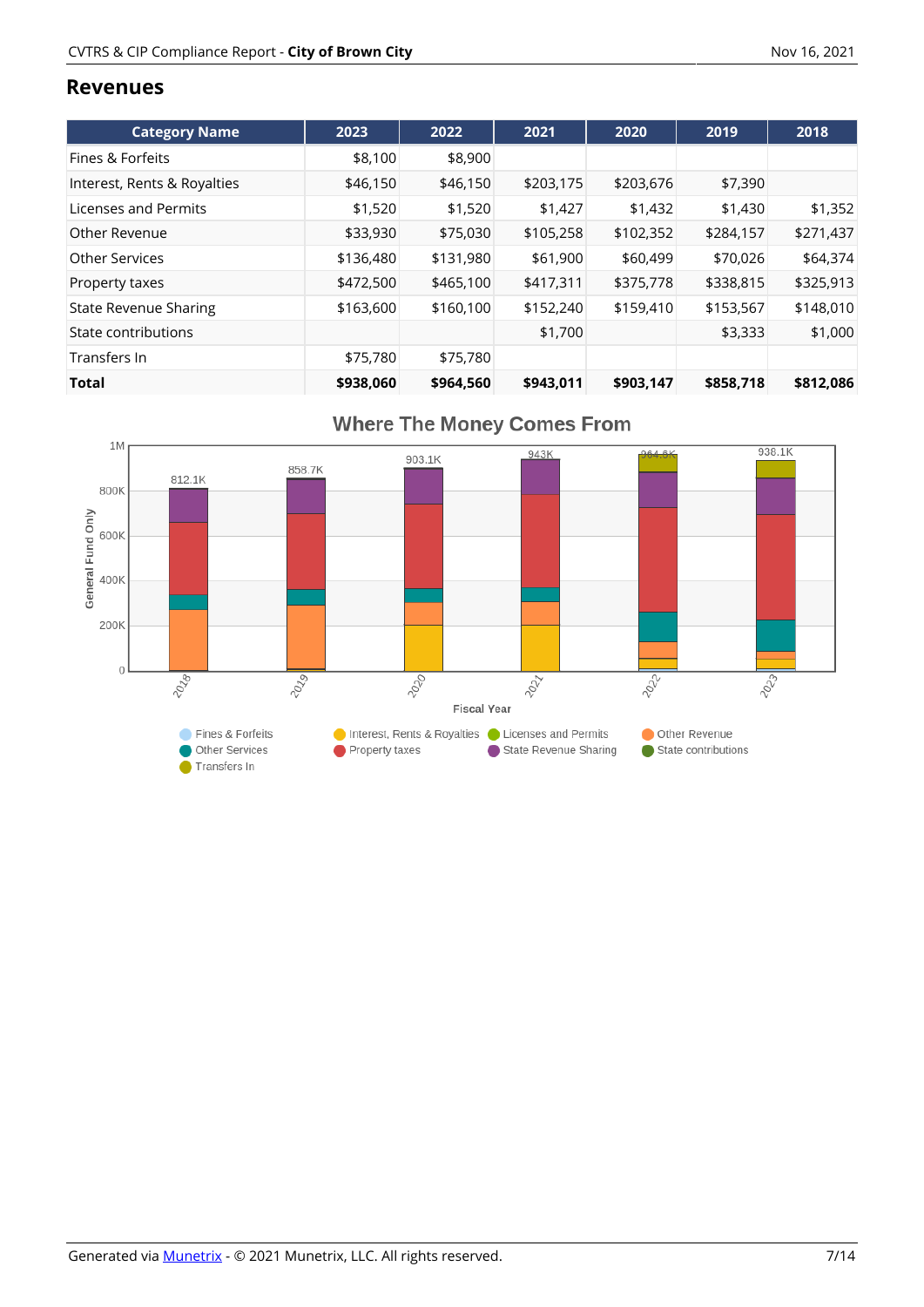## Revenues

| Category Name | 2023 | 2022 | 2021 | 2020 | 2019 | 2018 |
|---|---|---|---|---|---|---|
| Fines & Forfeits | $8,100 | $8,900 | | | | |
| Interest, Rents & Royalties | $46,150 | $46,150 | $203,175 | $203,676 | $7,390 | |
| Licenses and Permits | $1,520 | $1,520 | $1,427 | $1,432 | $1,430 | $1,352 |
| Other Revenue | $33,930 | $75,030 | $105,258 | $102,352 | $284,157 | $271,437 |
| Other Services | $136,480 | $131,980 | $61,900 | $60,499 | $70,026 | $64,374 |
| Property taxes | $472,500 | $465,100 | $417,311 | $375,778 | $338,815 | $325,913 |
| State Revenue Sharing | $163,600 | $160,100 | $152,240 | $159,410 | $153,567 | $148,010 |
| State contributions | | | $1,700 | | $3,333 | $1,000 |
| Transfers In | $75,780 | $75,780 | | | | |
| **Total** | **$938,060** | **$964,560** | **$943,011** | **$903,147** | **$858,718** | **$812,086** |

**Where The Money Comes From**

Fiscal Year: 2018: 812.1K; 2019: 858.7K; 2020: 903.1K; 2021: 943K; 2022: 964.6K; 2023: 938.1K

Y-axis: General Fund Only (0 – 1M)

Legend: Fines & Forfeits, Interest, Rents & Royalties, Licenses and Permits, Other Revenue, Other Services, Property taxes, State Revenue Sharing, State contributions, Transfers In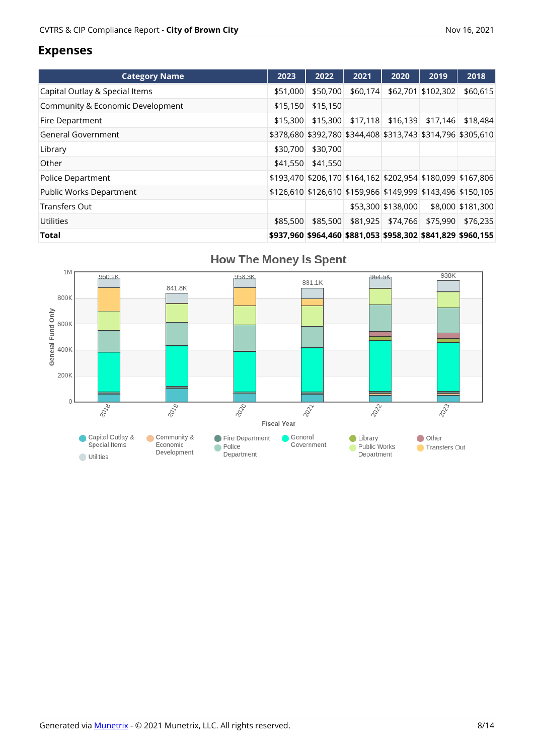## Expenses

| Category Name | 2023 | 2022 | 2021 | 2020 | 2019 | 2018 |
|---|---|---|---|---|---|---|
| Capital Outlay & Special Items | $51,000 | $50,700 | $60,174 | $62,701 | $102,302 | $60,615 |
| Community & Economic Development | $15,150 | $15,150 | | | | |
| Fire Department | $15,300 | $15,300 | $17,118 | $16,139 | $17,146 | $18,484 |
| General Government | $378,680 | $392,780 | $344,408 | $313,743 | $314,796 | $305,610 |
| Library | $30,700 | $30,700 | | | | |
| Other | $41,550 | $41,550 | | | | |
| Police Department | $193,470 | $206,170 | $164,162 | $202,954 | $180,099 | $167,806 |
| Public Works Department | $126,610 | $126,610 | $159,966 | $149,999 | $143,496 | $150,105 |
| Transfers Out | | | $53,300 | $138,000 | $8,000 | $181,300 |
| Utilities | $85,500 | $85,500 | $81,925 | $74,766 | $75,990 | $76,235 |
| **Total** | **$937,960** | **$964,460** | **$881,053** | **$958,302** | **$841,829** | **$960,155** |

How The Money Is Spent

(Chart: General Fund Only by Fiscal Year — 2018: 960.2K; 2019: 841.8K; 2020: 958.3K; 2021: 881.1K; 2022: 964.5K; 2023: 938K. Legend: Capital Outlay & Special Items, Community & Economic Development, Fire Department, General Government, Library, Other, Utilities, Police Department, Public Works Department, Transfers Out)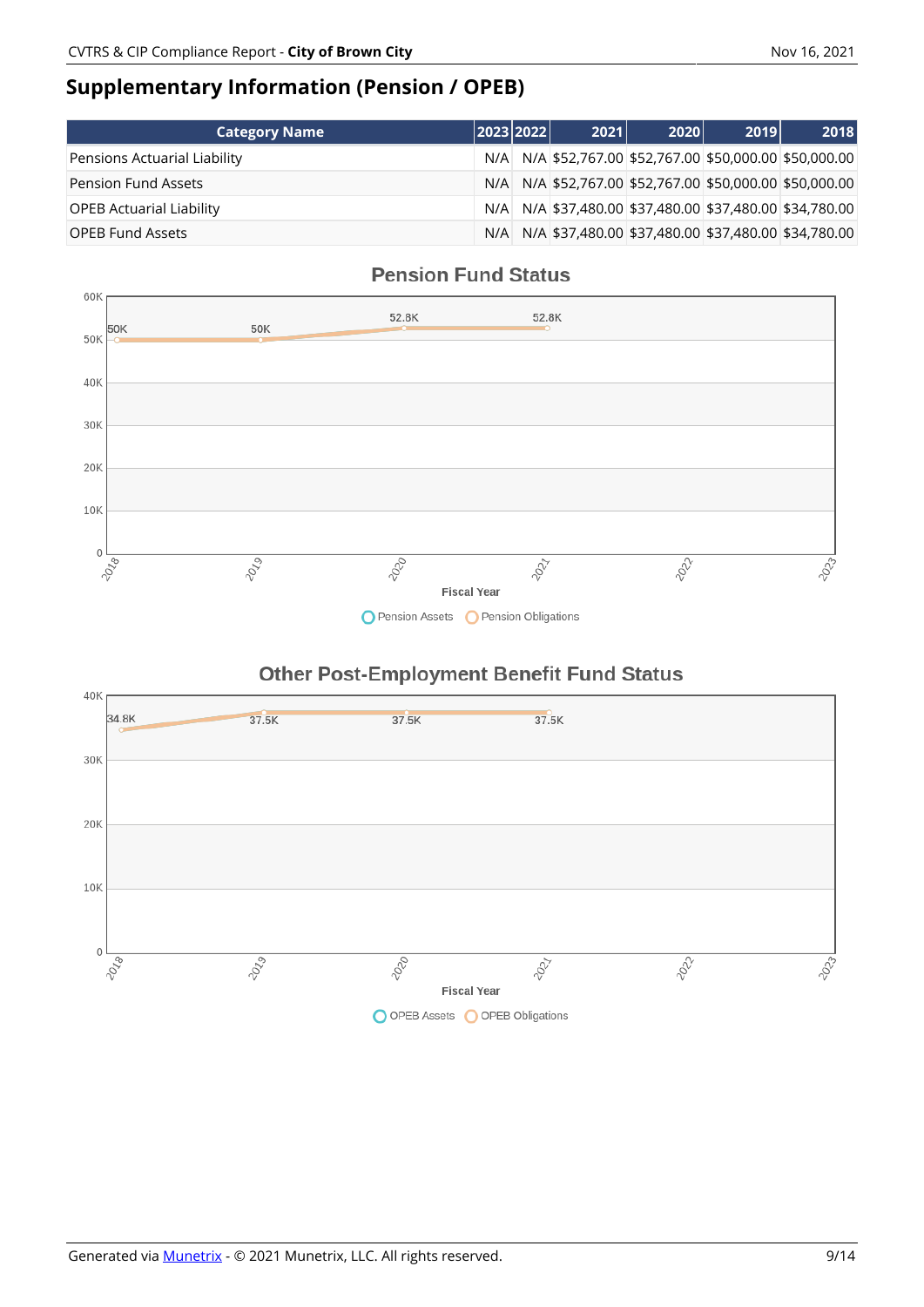## Supplementary Information (Pension / OPEB)

| Category Name | 2023 | 2022 | 2021 | 2020 | 2019 | 2018 |
|---|---|---|---|---|---|---|
| Pensions Actuarial Liability | N/A | N/A | $52,767.00 | $52,767.00 | $50,000.00 | $50,000.00 |
| Pension Fund Assets | N/A | N/A | $52,767.00 | $52,767.00 | $50,000.00 | $50,000.00 |
| OPEB Actuarial Liability | N/A | N/A | $37,480.00 | $37,480.00 | $37,480.00 | $34,780.00 |
| OPEB Fund Assets | N/A | N/A | $37,480.00 | $37,480.00 | $37,480.00 | $34,780.00 |

### Pension Fund Status

| Fiscal Year | 2018 | 2019 | 2020 | 2021 | 2022 | 2023 |
|---|---|---|---|---|---|---|
| Pension Assets / Pension Obligations | 50K | 50K | 52.8K | 52.8K | | |

Pension Assets · Pension Obligations

### Other Post-Employment Benefit Fund Status

| Fiscal Year | 2018 | 2019 | 2020 | 2021 | 2022 | 2023 |
|---|---|---|---|---|---|---|
| OPEB Assets / OPEB Obligations | 34.8K | 37.5K | 37.5K | 37.5K | | |

OPEB Assets · OPEB Obligations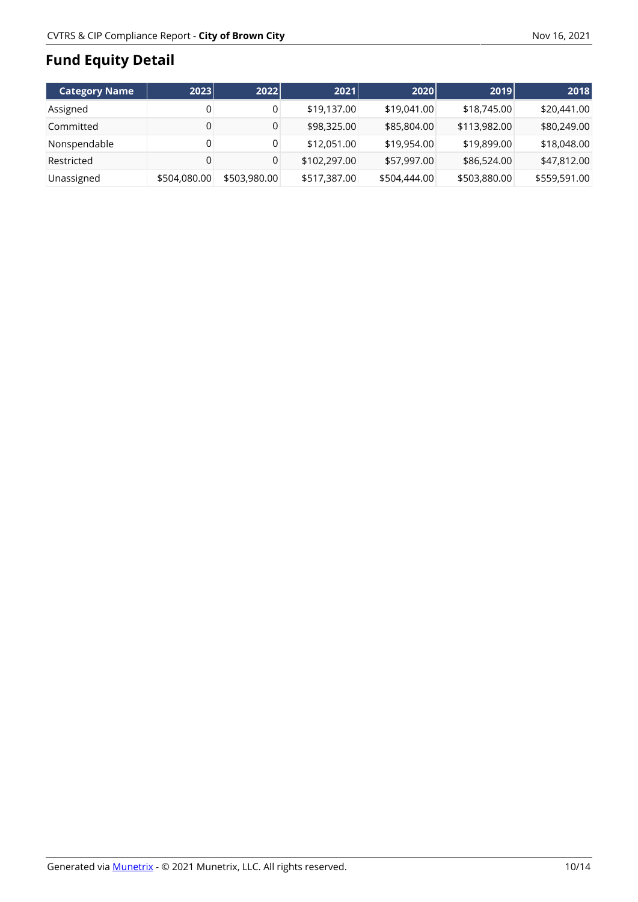## Fund Equity Detail

| Category Name | 2023 | 2022 | 2021 | 2020 | 2019 | 2018 |
|---|---|---|---|---|---|---|
| Assigned | 0 | 0 | $19,137.00 | $19,041.00 | $18,745.00 | $20,441.00 |
| Committed | 0 | 0 | $98,325.00 | $85,804.00 | $113,982.00 | $80,249.00 |
| Nonspendable | 0 | 0 | $12,051.00 | $19,954.00 | $19,899.00 | $18,048.00 |
| Restricted | 0 | 0 | $102,297.00 | $57,997.00 | $86,524.00 | $47,812.00 |
| Unassigned | $504,080.00 | $503,980.00 | $517,387.00 | $504,444.00 | $503,880.00 | $559,591.00 |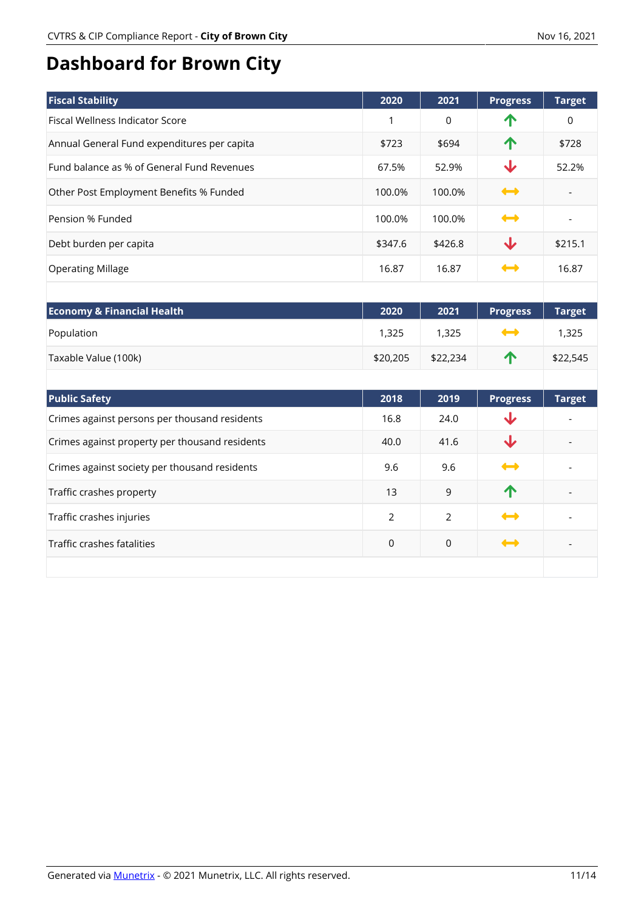# Dashboard for Brown City

| Fiscal Stability | 2020 | 2021 | Progress | Target |
|---|---|---|---|---|
| Fiscal Wellness Indicator Score | 1 | 0 | ↑ | 0 |
| Annual General Fund expenditures per capita | $723 | $694 | ↑ | $728 |
| Fund balance as % of General Fund Revenues | 67.5% | 52.9% | ↓ | 52.2% |
| Other Post Employment Benefits % Funded | 100.0% | 100.0% | ↔ | - |
| Pension % Funded | 100.0% | 100.0% | ↔ | - |
| Debt burden per capita | $347.6 | $426.8 | ↓ | $215.1 |
| Operating Millage | 16.87 | 16.87 | ↔ | 16.87 |

| Economy & Financial Health | 2020 | 2021 | Progress | Target |
|---|---|---|---|---|
| Population | 1,325 | 1,325 | ↔ | 1,325 |
| Taxable Value (100k) | $20,205 | $22,234 | ↑ | $22,545 |

| Public Safety | 2018 | 2019 | Progress | Target |
|---|---|---|---|---|
| Crimes against persons per thousand residents | 16.8 | 24.0 | ↓ | - |
| Crimes against property per thousand residents | 40.0 | 41.6 | ↓ | - |
| Crimes against society per thousand residents | 9.6 | 9.6 | ↔ | - |
| Traffic crashes property | 13 | 9 | ↑ | - |
| Traffic crashes injuries | 2 | 2 | ↔ | - |
| Traffic crashes fatalities | 0 | 0 | ↔ | - |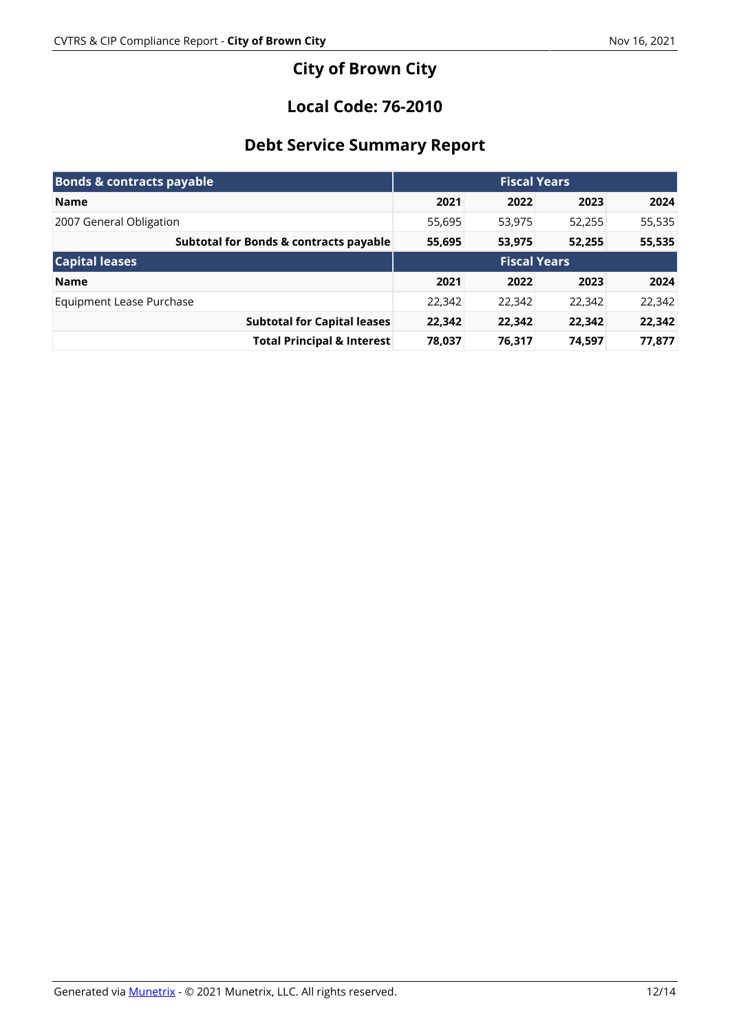# City of Brown City

## Local Code: 76-2010

## Debt Service Summary Report

| **Bonds & contracts payable** | **Fiscal Years** | | | |
|---|---|---|---|---|
| **Name** | **2021** | **2022** | **2023** | **2024** |
| 2007 General Obligation | 55,695 | 53,975 | 52,255 | 55,535 |
| **Subtotal for Bonds & contracts payable** | **55,695** | **53,975** | **52,255** | **55,535** |
| **Capital leases** | **Fiscal Years** | | | |
| **Name** | **2021** | **2022** | **2023** | **2024** |
| Equipment Lease Purchase | 22,342 | 22,342 | 22,342 | 22,342 |
| **Subtotal for Capital leases** | **22,342** | **22,342** | **22,342** | **22,342** |
| **Total Principal & Interest** | **78,037** | **76,317** | **74,597** | **77,877** |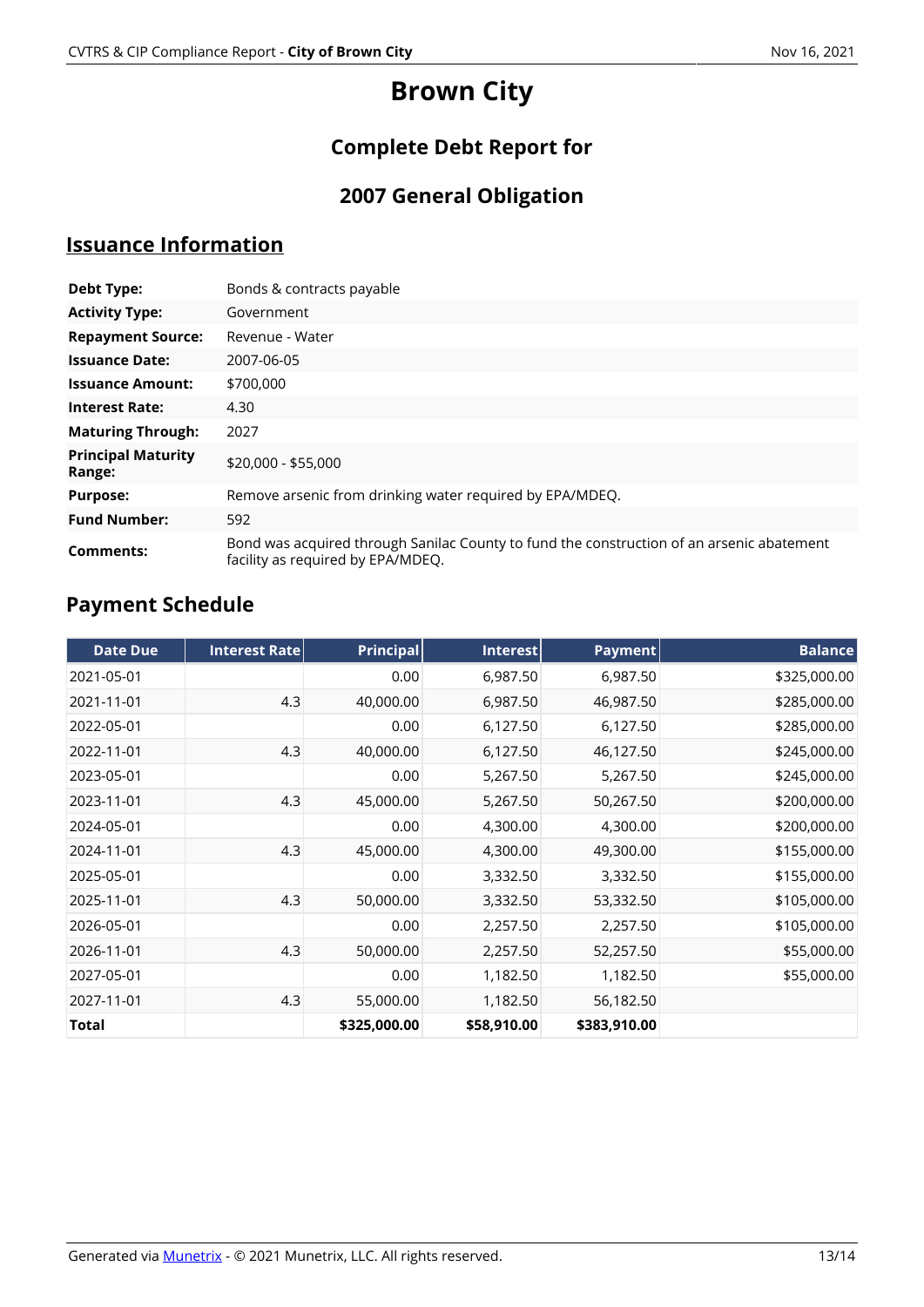# Brown City

## Complete Debt Report for

## 2007 General Obligation

## Issuance Information

| | |
|---|---|
| **Debt Type:** | Bonds & contracts payable |
| **Activity Type:** | Government |
| **Repayment Source:** | Revenue - Water |
| **Issuance Date:** | 2007-06-05 |
| **Issuance Amount:** | $700,000 |
| **Interest Rate:** | 4.30 |
| **Maturing Through:** | 2027 |
| **Principal Maturity Range:** | $20,000 - $55,000 |
| **Purpose:** | Remove arsenic from drinking water required by EPA/MDEQ. |
| **Fund Number:** | 592 |
| **Comments:** | Bond was acquired through Sanilac County to fund the construction of an arsenic abatement facility as required by EPA/MDEQ. |

## Payment Schedule

| Date Due | Interest Rate | Principal | Interest | Payment | Balance |
|---|---|---|---|---|---|
| 2021-05-01 | | 0.00 | 6,987.50 | 6,987.50 | $325,000.00 |
| 2021-11-01 | 4.3 | 40,000.00 | 6,987.50 | 46,987.50 | $285,000.00 |
| 2022-05-01 | | 0.00 | 6,127.50 | 6,127.50 | $285,000.00 |
| 2022-11-01 | 4.3 | 40,000.00 | 6,127.50 | 46,127.50 | $245,000.00 |
| 2023-05-01 | | 0.00 | 5,267.50 | 5,267.50 | $245,000.00 |
| 2023-11-01 | 4.3 | 45,000.00 | 5,267.50 | 50,267.50 | $200,000.00 |
| 2024-05-01 | | 0.00 | 4,300.00 | 4,300.00 | $200,000.00 |
| 2024-11-01 | 4.3 | 45,000.00 | 4,300.00 | 49,300.00 | $155,000.00 |
| 2025-05-01 | | 0.00 | 3,332.50 | 3,332.50 | $155,000.00 |
| 2025-11-01 | 4.3 | 50,000.00 | 3,332.50 | 53,332.50 | $105,000.00 |
| 2026-05-01 | | 0.00 | 2,257.50 | 2,257.50 | $105,000.00 |
| 2026-11-01 | 4.3 | 50,000.00 | 2,257.50 | 52,257.50 | $55,000.00 |
| 2027-05-01 | | 0.00 | 1,182.50 | 1,182.50 | $55,000.00 |
| 2027-11-01 | 4.3 | 55,000.00 | 1,182.50 | 56,182.50 | |
| **Total** | | **$325,000.00** | **$58,910.00** | **$383,910.00** | |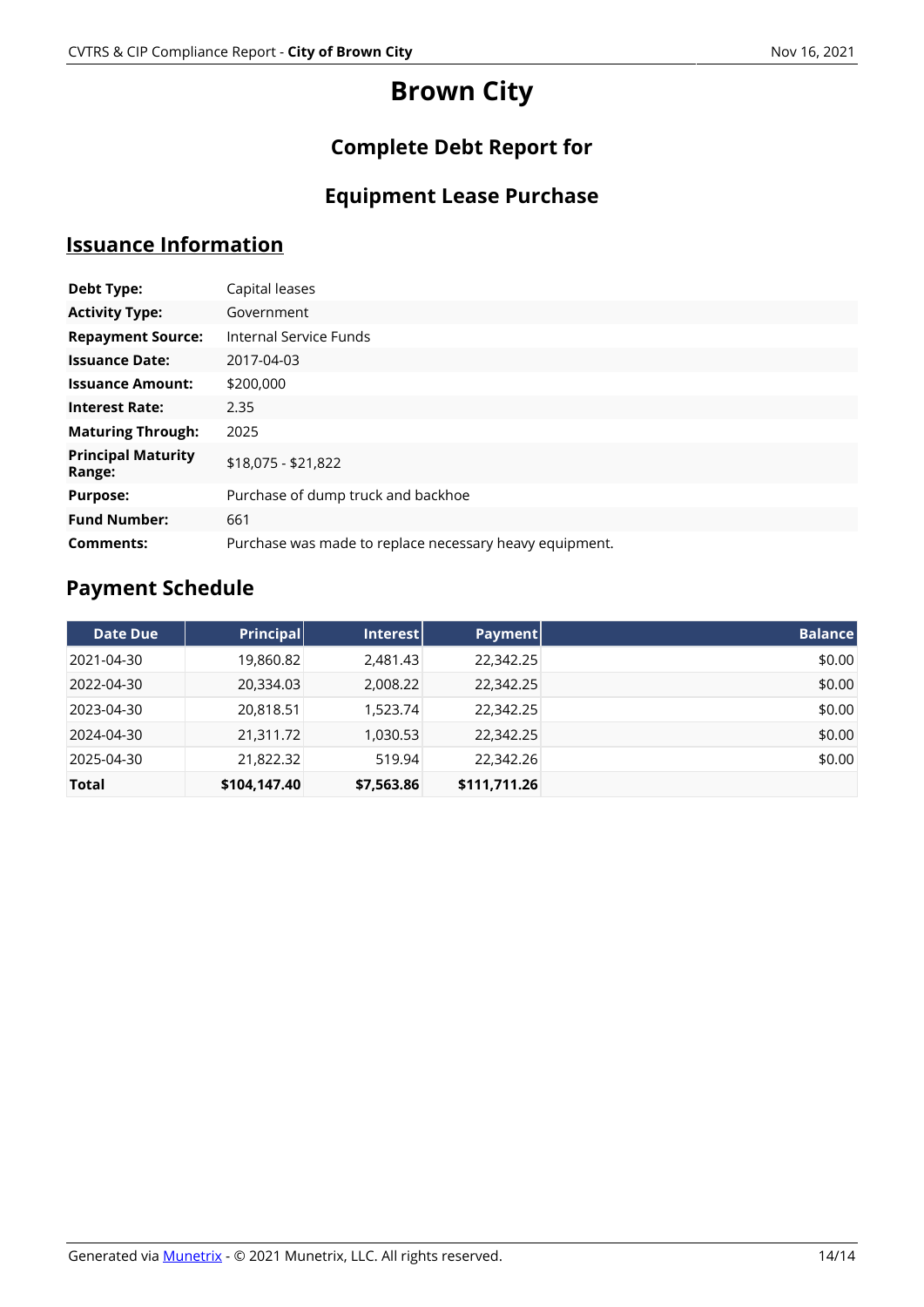# Brown City

## Complete Debt Report for

## Equipment Lease Purchase

## Issuance Information

| | |
|---|---|
| **Debt Type:** | Capital leases |
| **Activity Type:** | Government |
| **Repayment Source:** | Internal Service Funds |
| **Issuance Date:** | 2017-04-03 |
| **Issuance Amount:** | $200,000 |
| **Interest Rate:** | 2.35 |
| **Maturing Through:** | 2025 |
| **Principal Maturity Range:** | $18,075 - $21,822 |
| **Purpose:** | Purchase of dump truck and backhoe |
| **Fund Number:** | 661 |
| **Comments:** | Purchase was made to replace necessary heavy equipment. |

## Payment Schedule

| Date Due | Principal | Interest | Payment | Balance |
|---|---|---|---|---|
| 2021-04-30 | 19,860.82 | 2,481.43 | 22,342.25 | $0.00 |
| 2022-04-30 | 20,334.03 | 2,008.22 | 22,342.25 | $0.00 |
| 2023-04-30 | 20,818.51 | 1,523.74 | 22,342.25 | $0.00 |
| 2024-04-30 | 21,311.72 | 1,030.53 | 22,342.25 | $0.00 |
| 2025-04-30 | 21,822.32 | 519.94 | 22,342.26 | $0.00 |
| **Total** | **$104,147.40** | **$7,563.86** | **$111,711.26** | |